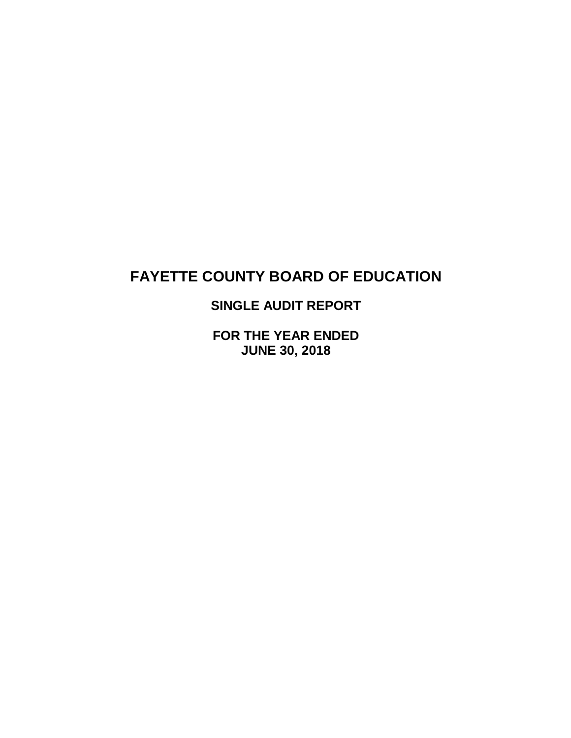# FAYETTE COUNTY BOARD OF EDUCATION

## SINGLE AUDIT REPORT

## FOR THE YEAR ENDED
## JUNE 30, 2018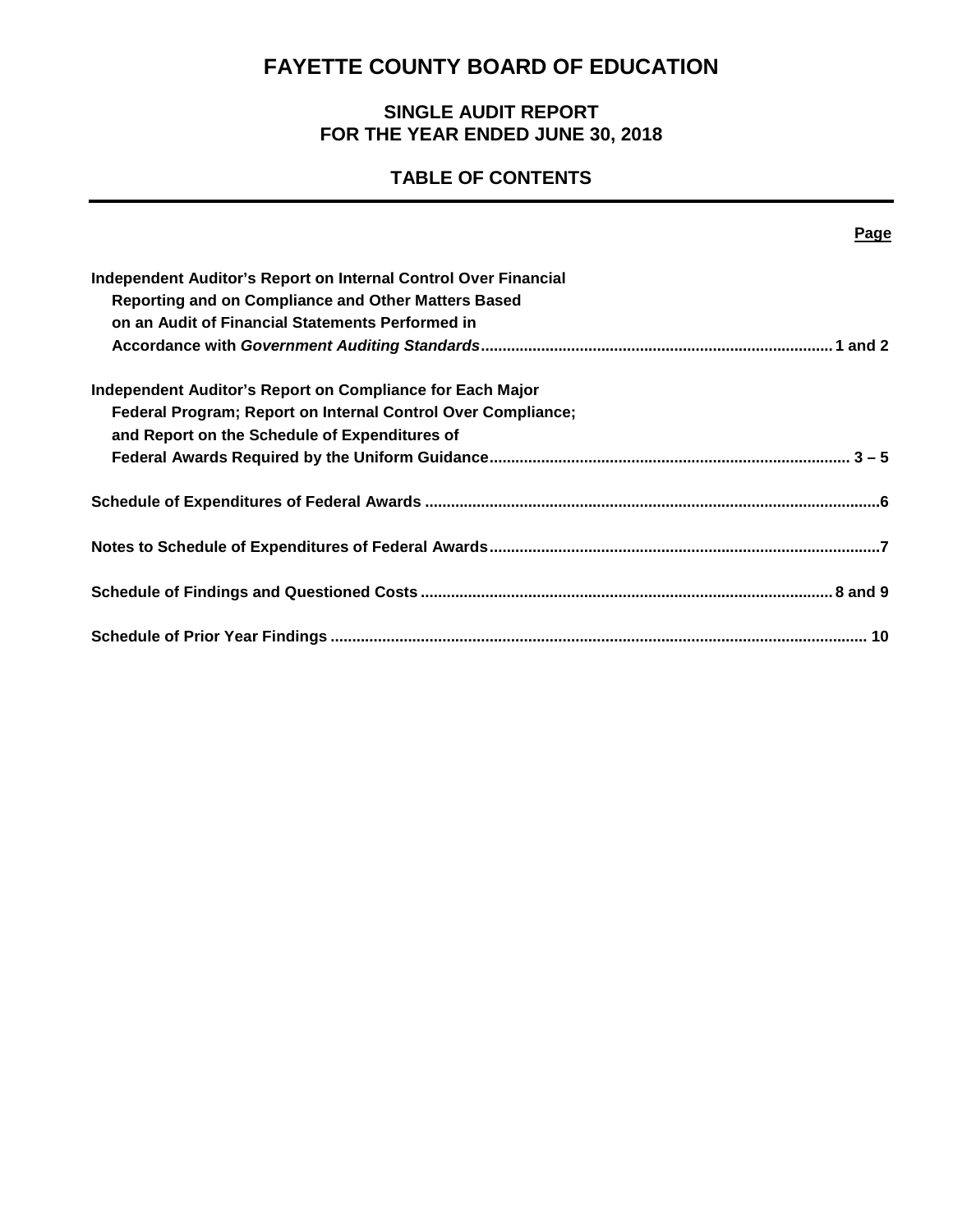# FAYETTE COUNTY BOARD OF EDUCATION

## SINGLE AUDIT REPORT
## FOR THE YEAR ENDED JUNE 30, 2018

## TABLE OF CONTENTS

| | Page |
|---|---|
| **Independent Auditor's Report on Internal Control Over Financial Reporting and on Compliance and Other Matters Based on an Audit of Financial Statements Performed in Accordance with *Government Auditing Standards*** | **1 and 2** |
| **Independent Auditor's Report on Compliance for Each Major Federal Program; Report on Internal Control Over Compliance; and Report on the Schedule of Expenditures of Federal Awards Required by the Uniform Guidance** | **3 – 5** |
| **Schedule of Expenditures of Federal Awards** | **6** |
| **Notes to Schedule of Expenditures of Federal Awards** | **7** |
| **Schedule of Findings and Questioned Costs** | **8 and 9** |
| **Schedule of Prior Year Findings** | **10** |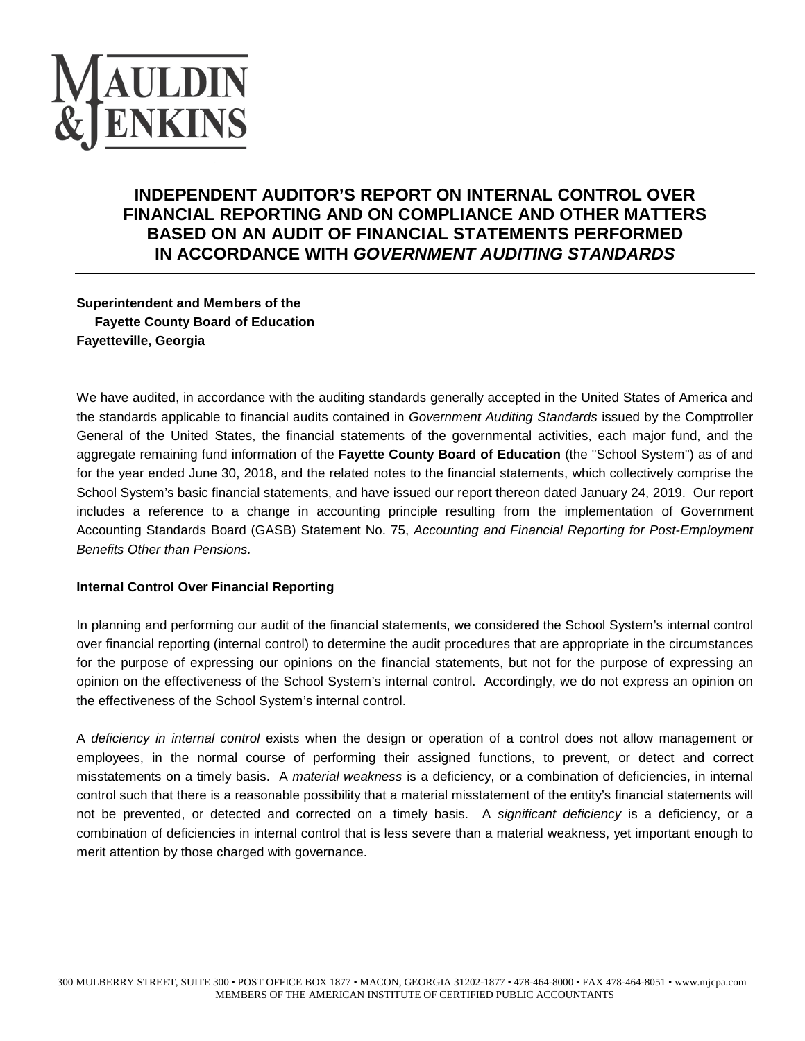MAULDIN & JENKINS

# INDEPENDENT AUDITOR'S REPORT ON INTERNAL CONTROL OVER FINANCIAL REPORTING AND ON COMPLIANCE AND OTHER MATTERS BASED ON AN AUDIT OF FINANCIAL STATEMENTS PERFORMED IN ACCORDANCE WITH *GOVERNMENT AUDITING STANDARDS*

**Superintendent and Members of the**
**Fayette County Board of Education**
**Fayetteville, Georgia**

We have audited, in accordance with the auditing standards generally accepted in the United States of America and the standards applicable to financial audits contained in *Government Auditing Standards* issued by the Comptroller General of the United States, the financial statements of the governmental activities, each major fund, and the aggregate remaining fund information of the **Fayette County Board of Education** (the "School System") as of and for the year ended June 30, 2018, and the related notes to the financial statements, which collectively comprise the School System's basic financial statements, and have issued our report thereon dated January 24, 2019. Our report includes a reference to a change in accounting principle resulting from the implementation of Government Accounting Standards Board (GASB) Statement No. 75, *Accounting and Financial Reporting for Post-Employment Benefits Other than Pensions.*

**Internal Control Over Financial Reporting**

In planning and performing our audit of the financial statements, we considered the School System's internal control over financial reporting (internal control) to determine the audit procedures that are appropriate in the circumstances for the purpose of expressing our opinions on the financial statements, but not for the purpose of expressing an opinion on the effectiveness of the School System's internal control. Accordingly, we do not express an opinion on the effectiveness of the School System's internal control.

A *deficiency in internal control* exists when the design or operation of a control does not allow management or employees, in the normal course of performing their assigned functions, to prevent, or detect and correct misstatements on a timely basis. A *material weakness* is a deficiency, or a combination of deficiencies, in internal control such that there is a reasonable possibility that a material misstatement of the entity's financial statements will not be prevented, or detected and corrected on a timely basis. A *significant deficiency* is a deficiency, or a combination of deficiencies in internal control that is less severe than a material weakness, yet important enough to merit attention by those charged with governance.

300 MULBERRY STREET, SUITE 300 • POST OFFICE BOX 1877 • MACON, GEORGIA 31202-1877 • 478-464-8000 • FAX 478-464-8051 • www.mjcpa.com
MEMBERS OF THE AMERICAN INSTITUTE OF CERTIFIED PUBLIC ACCOUNTANTS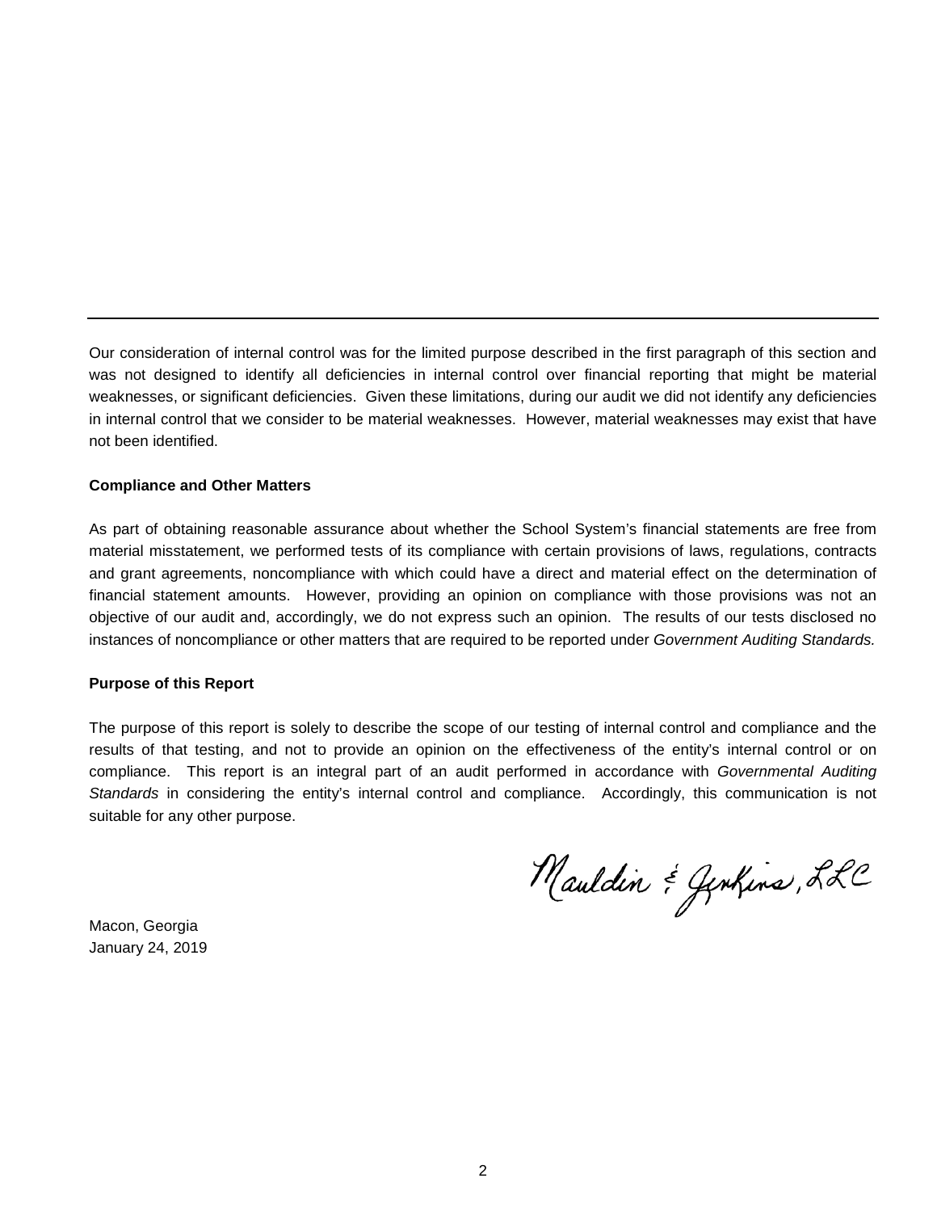Our consideration of internal control was for the limited purpose described in the first paragraph of this section and was not designed to identify all deficiencies in internal control over financial reporting that might be material weaknesses, or significant deficiencies. Given these limitations, during our audit we did not identify any deficiencies in internal control that we consider to be material weaknesses. However, material weaknesses may exist that have not been identified.

**Compliance and Other Matters**

As part of obtaining reasonable assurance about whether the School System's financial statements are free from material misstatement, we performed tests of its compliance with certain provisions of laws, regulations, contracts and grant agreements, noncompliance with which could have a direct and material effect on the determination of financial statement amounts. However, providing an opinion on compliance with those provisions was not an objective of our audit and, accordingly, we do not express such an opinion. The results of our tests disclosed no instances of noncompliance or other matters that are required to be reported under *Government Auditing Standards.*

**Purpose of this Report**

The purpose of this report is solely to describe the scope of our testing of internal control and compliance and the results of that testing, and not to provide an opinion on the effectiveness of the entity's internal control or on compliance. This report is an integral part of an audit performed in accordance with *Governmental Auditing Standards* in considering the entity's internal control and compliance. Accordingly, this communication is not suitable for any other purpose.

Mauldin & Jenkins, LLC

Macon, Georgia
January 24, 2019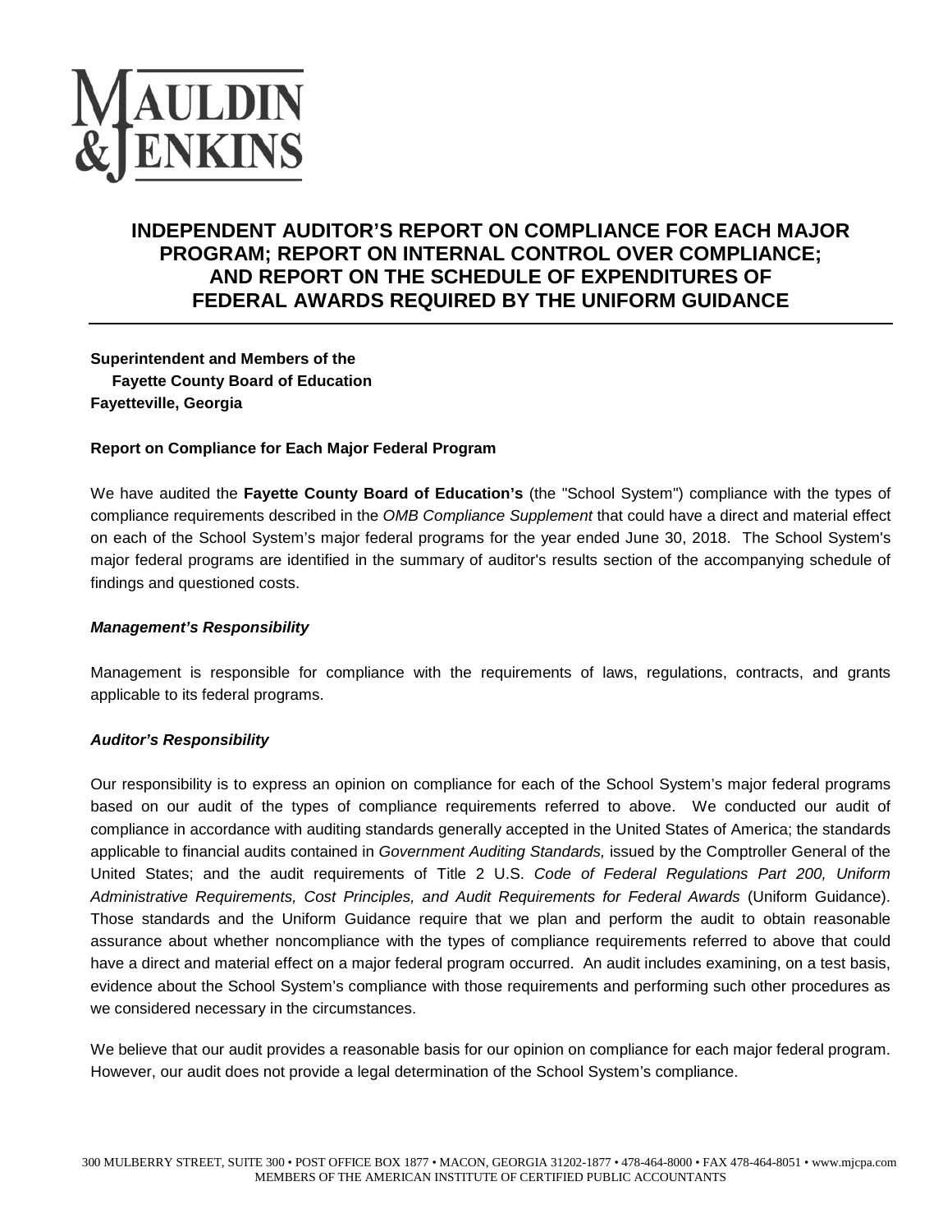MAULDIN & JENKINS

# INDEPENDENT AUDITOR'S REPORT ON COMPLIANCE FOR EACH MAJOR PROGRAM; REPORT ON INTERNAL CONTROL OVER COMPLIANCE; AND REPORT ON THE SCHEDULE OF EXPENDITURES OF FEDERAL AWARDS REQUIRED BY THE UNIFORM GUIDANCE

**Superintendent and Members of the**
**Fayette County Board of Education**
**Fayetteville, Georgia**

**Report on Compliance for Each Major Federal Program**

We have audited the **Fayette County Board of Education's** (the "School System") compliance with the types of compliance requirements described in the *OMB Compliance Supplement* that could have a direct and material effect on each of the School System's major federal programs for the year ended June 30, 2018. The School System's major federal programs are identified in the summary of auditor's results section of the accompanying schedule of findings and questioned costs.

***Management's Responsibility***

Management is responsible for compliance with the requirements of laws, regulations, contracts, and grants applicable to its federal programs.

***Auditor's Responsibility***

Our responsibility is to express an opinion on compliance for each of the School System's major federal programs based on our audit of the types of compliance requirements referred to above. We conducted our audit of compliance in accordance with auditing standards generally accepted in the United States of America; the standards applicable to financial audits contained in *Government Auditing Standards,* issued by the Comptroller General of the United States; and the audit requirements of Title 2 U.S. *Code of Federal Regulations Part 200, Uniform Administrative Requirements, Cost Principles, and Audit Requirements for Federal Awards* (Uniform Guidance). Those standards and the Uniform Guidance require that we plan and perform the audit to obtain reasonable assurance about whether noncompliance with the types of compliance requirements referred to above that could have a direct and material effect on a major federal program occurred. An audit includes examining, on a test basis, evidence about the School System's compliance with those requirements and performing such other procedures as we considered necessary in the circumstances.

We believe that our audit provides a reasonable basis for our opinion on compliance for each major federal program. However, our audit does not provide a legal determination of the School System's compliance.

300 MULBERRY STREET, SUITE 300 • POST OFFICE BOX 1877 • MACON, GEORGIA 31202-1877 • 478-464-8000 • FAX 478-464-8051 • www.mjcpa.com
MEMBERS OF THE AMERICAN INSTITUTE OF CERTIFIED PUBLIC ACCOUNTANTS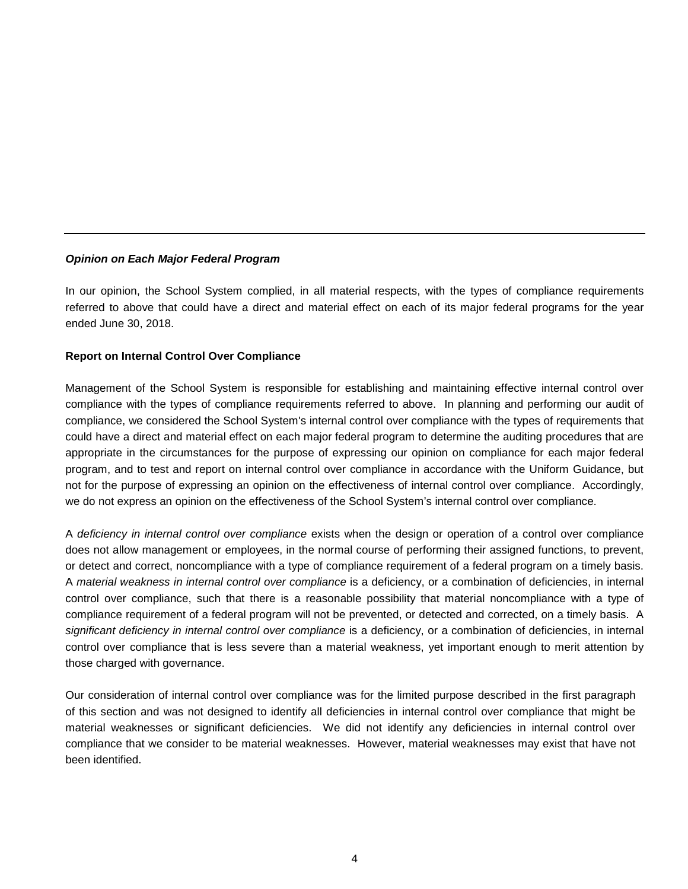***Opinion on Each Major Federal Program***

In our opinion, the School System complied, in all material respects, with the types of compliance requirements referred to above that could have a direct and material effect on each of its major federal programs for the year ended June 30, 2018.

**Report on Internal Control Over Compliance**

Management of the School System is responsible for establishing and maintaining effective internal control over compliance with the types of compliance requirements referred to above. In planning and performing our audit of compliance, we considered the School System's internal control over compliance with the types of requirements that could have a direct and material effect on each major federal program to determine the auditing procedures that are appropriate in the circumstances for the purpose of expressing our opinion on compliance for each major federal program, and to test and report on internal control over compliance in accordance with the Uniform Guidance, but not for the purpose of expressing an opinion on the effectiveness of internal control over compliance. Accordingly, we do not express an opinion on the effectiveness of the School System's internal control over compliance.

A *deficiency in internal control over compliance* exists when the design or operation of a control over compliance does not allow management or employees, in the normal course of performing their assigned functions, to prevent, or detect and correct, noncompliance with a type of compliance requirement of a federal program on a timely basis. A *material weakness in internal control over compliance* is a deficiency, or a combination of deficiencies, in internal control over compliance, such that there is a reasonable possibility that material noncompliance with a type of compliance requirement of a federal program will not be prevented, or detected and corrected, on a timely basis. A *significant deficiency in internal control over compliance* is a deficiency, or a combination of deficiencies, in internal control over compliance that is less severe than a material weakness, yet important enough to merit attention by those charged with governance.

Our consideration of internal control over compliance was for the limited purpose described in the first paragraph of this section and was not designed to identify all deficiencies in internal control over compliance that might be material weaknesses or significant deficiencies. We did not identify any deficiencies in internal control over compliance that we consider to be material weaknesses. However, material weaknesses may exist that have not been identified.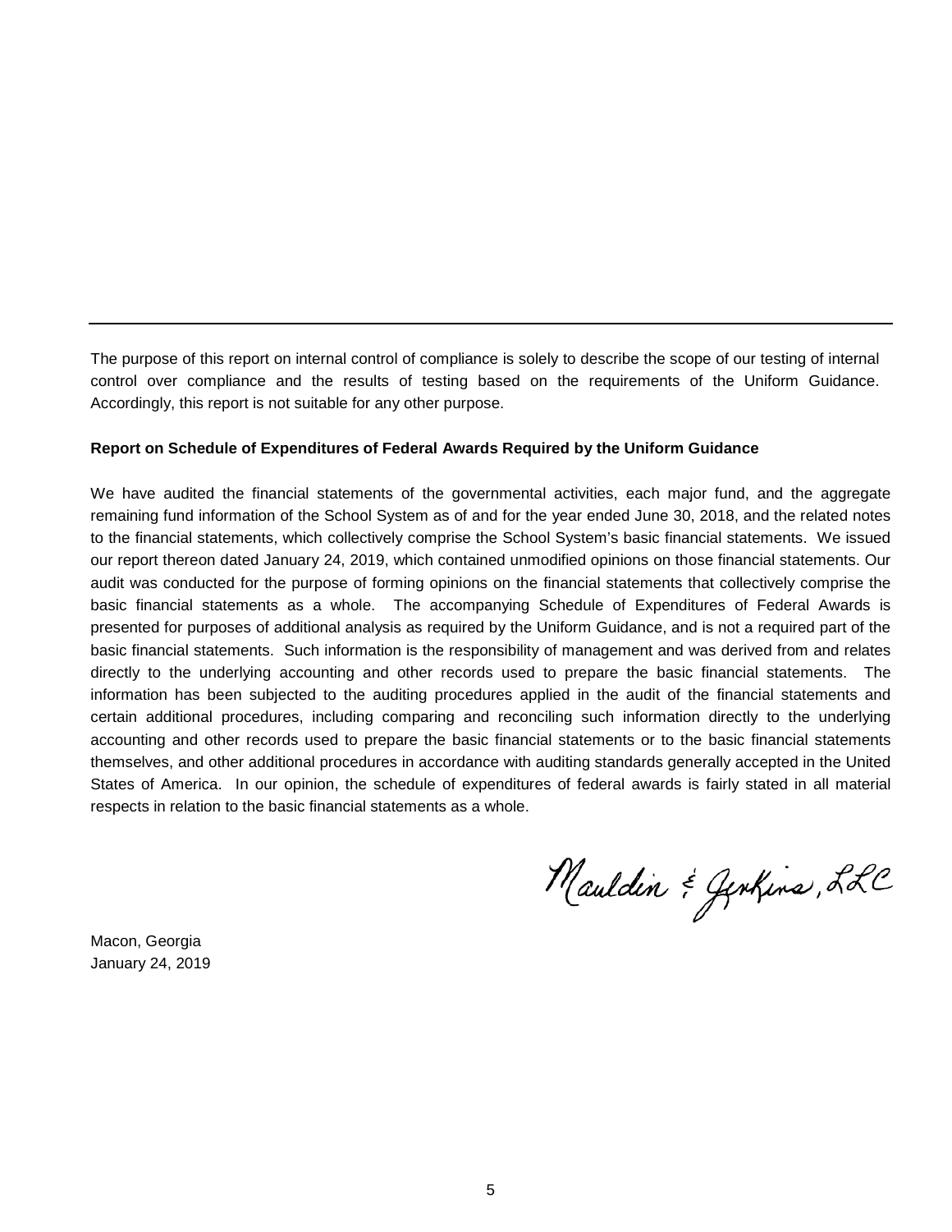---

The purpose of this report on internal control of compliance is solely to describe the scope of our testing of internal control over compliance and the results of testing based on the requirements of the Uniform Guidance. Accordingly, this report is not suitable for any other purpose.

**Report on Schedule of Expenditures of Federal Awards Required by the Uniform Guidance**

We have audited the financial statements of the governmental activities, each major fund, and the aggregate remaining fund information of the School System as of and for the year ended June 30, 2018, and the related notes to the financial statements, which collectively comprise the School System's basic financial statements. We issued our report thereon dated January 24, 2019, which contained unmodified opinions on those financial statements. Our audit was conducted for the purpose of forming opinions on the financial statements that collectively comprise the basic financial statements as a whole. The accompanying Schedule of Expenditures of Federal Awards is presented for purposes of additional analysis as required by the Uniform Guidance, and is not a required part of the basic financial statements. Such information is the responsibility of management and was derived from and relates directly to the underlying accounting and other records used to prepare the basic financial statements. The information has been subjected to the auditing procedures applied in the audit of the financial statements and certain additional procedures, including comparing and reconciling such information directly to the underlying accounting and other records used to prepare the basic financial statements or to the basic financial statements themselves, and other additional procedures in accordance with auditing standards generally accepted in the United States of America. In our opinion, the schedule of expenditures of federal awards is fairly stated in all material respects in relation to the basic financial statements as a whole.

Mauldin & Jenkins, LLC

Macon, Georgia
January 24, 2019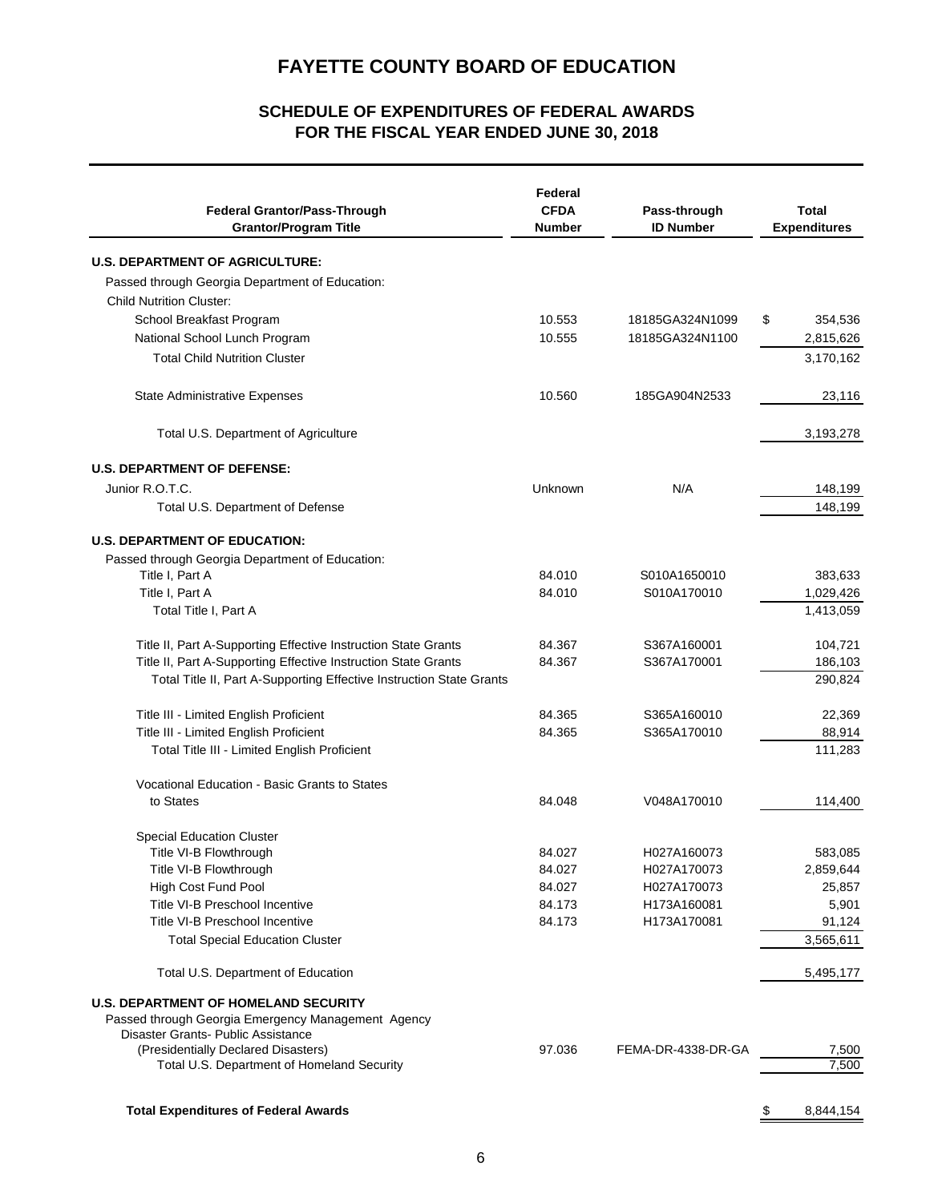# FAYETTE COUNTY BOARD OF EDUCATION

## SCHEDULE OF EXPENDITURES OF FEDERAL AWARDS
## FOR THE FISCAL YEAR ENDED JUNE 30, 2018

| Federal Grantor/Pass-Through Grantor/Program Title | Federal CFDA Number | Pass-through ID Number | Total Expenditures |
|---|---|---|---|
| **U.S. DEPARTMENT OF AGRICULTURE:** | | | |
| Passed through Georgia Department of Education: | | | |
| Child Nutrition Cluster: | | | |
| School Breakfast Program | 10.553 | 18185GA324N1099 | $ 354,536 |
| National School Lunch Program | 10.555 | 18185GA324N1100 | 2,815,626 |
| Total Child Nutrition Cluster | | | 3,170,162 |
| State Administrative Expenses | 10.560 | 185GA904N2533 | 23,116 |
| Total U.S. Department of Agriculture | | | 3,193,278 |
| **U.S. DEPARTMENT OF DEFENSE:** | | | |
| Junior R.O.T.C. | Unknown | N/A | 148,199 |
| Total U.S. Department of Defense | | | 148,199 |
| **U.S. DEPARTMENT OF EDUCATION:** | | | |
| Passed through Georgia Department of Education: | | | |
| Title I, Part A | 84.010 | S010A1650010 | 383,633 |
| Title I, Part A | 84.010 | S010A170010 | 1,029,426 |
| Total Title I, Part A | | | 1,413,059 |
| Title II, Part A-Supporting Effective Instruction State Grants | 84.367 | S367A160001 | 104,721 |
| Title II, Part A-Supporting Effective Instruction State Grants | 84.367 | S367A170001 | 186,103 |
| Total Title II, Part A-Supporting Effective Instruction State Grants | | | 290,824 |
| Title III - Limited English Proficient | 84.365 | S365A160010 | 22,369 |
| Title III - Limited English Proficient | 84.365 | S365A170010 | 88,914 |
| Total Title III - Limited English Proficient | | | 111,283 |
| Vocational Education - Basic Grants to States to States | 84.048 | V048A170010 | 114,400 |
| Special Education Cluster | | | |
| Title VI-B Flowthrough | 84.027 | H027A160073 | 583,085 |
| Title VI-B Flowthrough | 84.027 | H027A170073 | 2,859,644 |
| High Cost Fund Pool | 84.027 | H027A170073 | 25,857 |
| Title VI-B Preschool Incentive | 84.173 | H173A160081 | 5,901 |
| Title VI-B Preschool Incentive | 84.173 | H173A170081 | 91,124 |
| Total Special Education Cluster | | | 3,565,611 |
| Total U.S. Department of Education | | | 5,495,177 |
| **U.S. DEPARTMENT OF HOMELAND SECURITY** | | | |
| Passed through Georgia Emergency Management Agency | | | |
| Disaster Grants- Public Assistance (Presidentially Declared Disasters) | 97.036 | FEMA-DR-4338-DR-GA | 7,500 |
| Total U.S. Department of Homeland Security | | | 7,500 |
| **Total Expenditures of Federal Awards** | | | $ 8,844,154 |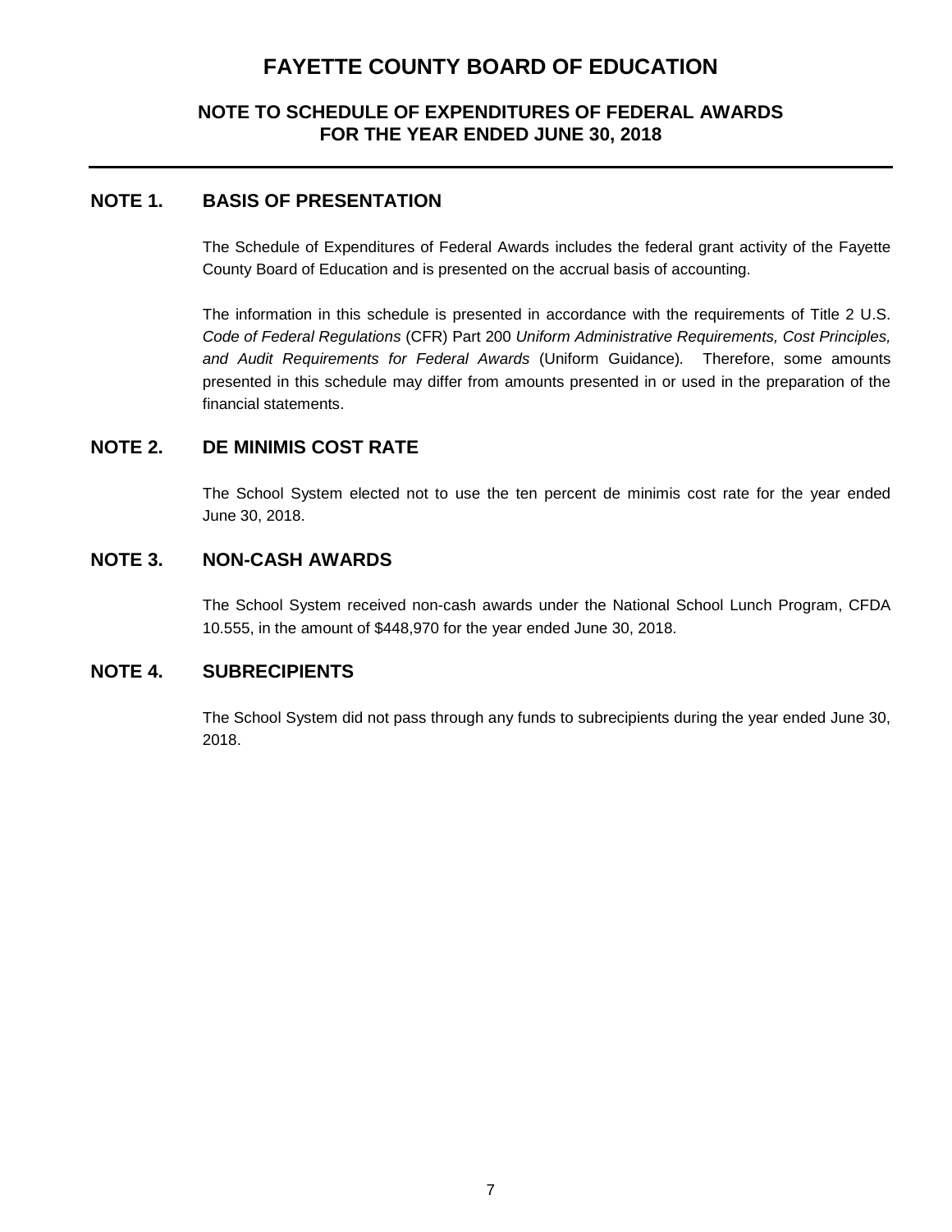# FAYETTE COUNTY BOARD OF EDUCATION

## NOTE TO SCHEDULE OF EXPENDITURES OF FEDERAL AWARDS
## FOR THE YEAR ENDED JUNE 30, 2018

---

### NOTE 1. BASIS OF PRESENTATION

The Schedule of Expenditures of Federal Awards includes the federal grant activity of the Fayette County Board of Education and is presented on the accrual basis of accounting.

The information in this schedule is presented in accordance with the requirements of Title 2 U.S. *Code of Federal Regulations* (CFR) Part 200 *Uniform Administrative Requirements, Cost Principles, and Audit Requirements for Federal Awards* (Uniform Guidance). Therefore, some amounts presented in this schedule may differ from amounts presented in or used in the preparation of the financial statements.

### NOTE 2. DE MINIMIS COST RATE

The School System elected not to use the ten percent de minimis cost rate for the year ended June 30, 2018.

### NOTE 3. NON-CASH AWARDS

The School System received non-cash awards under the National School Lunch Program, CFDA 10.555, in the amount of $448,970 for the year ended June 30, 2018.

### NOTE 4. SUBRECIPIENTS

The School System did not pass through any funds to subrecipients during the year ended June 30, 2018.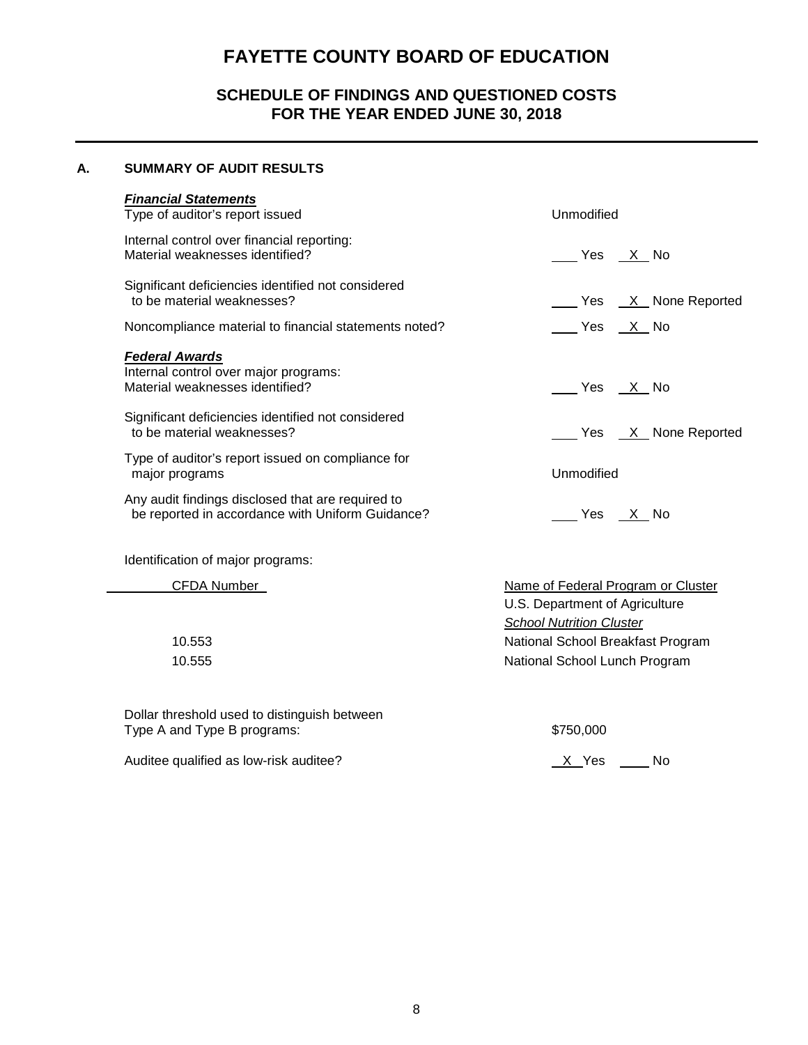# FAYETTE COUNTY BOARD OF EDUCATION

## SCHEDULE OF FINDINGS AND QUESTIONED COSTS
## FOR THE YEAR ENDED JUNE 30, 2018

### A. SUMMARY OF AUDIT RESULTS

***Financial Statements***

| | |
|---|---|
| Type of auditor's report issued | Unmodified |
| Internal control over financial reporting: Material weaknesses identified? | ___ Yes _X_ No |
| Significant deficiencies identified not considered to be material weaknesses? | ___ Yes _X_ None Reported |
| Noncompliance material to financial statements noted? | ___ Yes _X_ No |

***Federal Awards***

| | |
|---|---|
| Internal control over major programs: Material weaknesses identified? | ___ Yes _X_ No |
| Significant deficiencies identified not considered to be material weaknesses? | ___ Yes _X_ None Reported |
| Type of auditor's report issued on compliance for major programs | Unmodified |
| Any audit findings disclosed that are required to be reported in accordance with Uniform Guidance? | ___ Yes _X_ No |

Identification of major programs:

| CFDA Number | Name of Federal Program or Cluster |
|---|---|
| | U.S. Department of Agriculture |
| | *School Nutrition Cluster* |
| 10.553 | National School Breakfast Program |
| 10.555 | National School Lunch Program |

| | |
|---|---|
| Dollar threshold used to distinguish between Type A and Type B programs: | $750,000 |
| Auditee qualified as low-risk auditee? | _X_ Yes ___ No |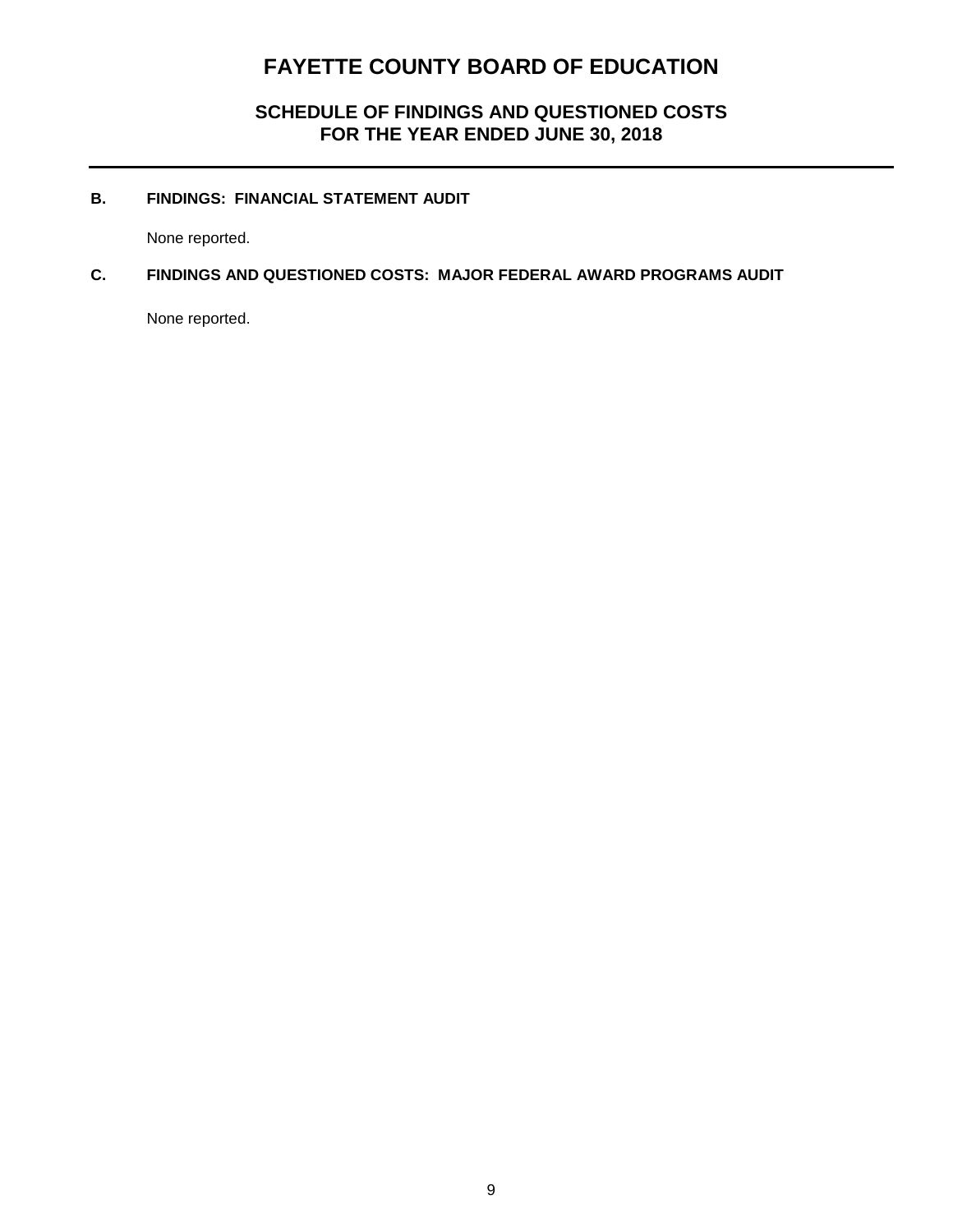# FAYETTE COUNTY BOARD OF EDUCATION

## SCHEDULE OF FINDINGS AND QUESTIONED COSTS
## FOR THE YEAR ENDED JUNE 30, 2018

---

### B. FINDINGS: FINANCIAL STATEMENT AUDIT

None reported.

### C. FINDINGS AND QUESTIONED COSTS: MAJOR FEDERAL AWARD PROGRAMS AUDIT

None reported.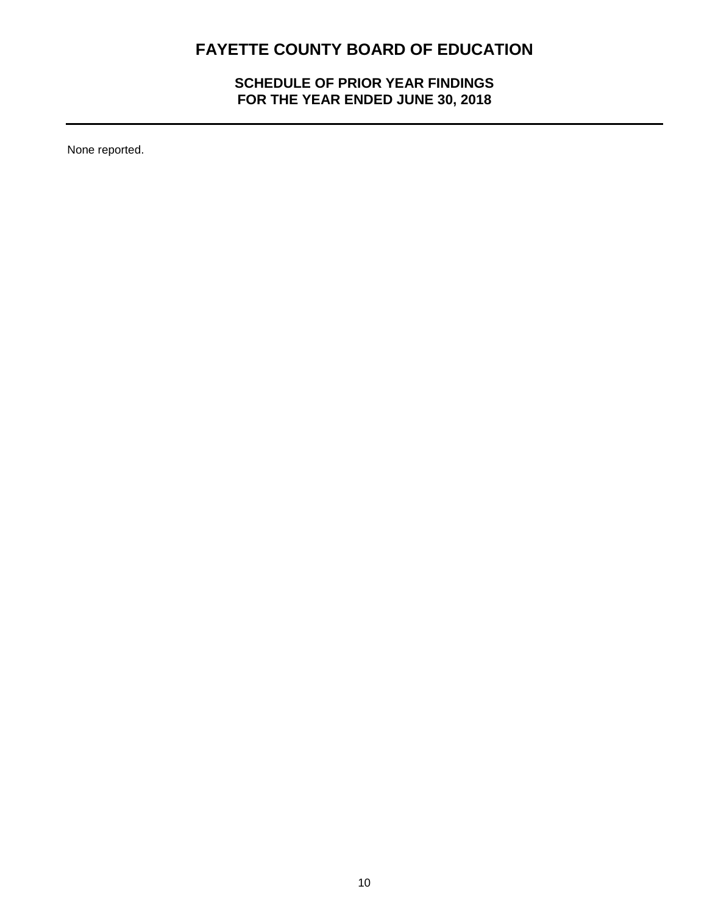# FAYETTE COUNTY BOARD OF EDUCATION

## SCHEDULE OF PRIOR YEAR FINDINGS
## FOR THE YEAR ENDED JUNE 30, 2018

None reported.